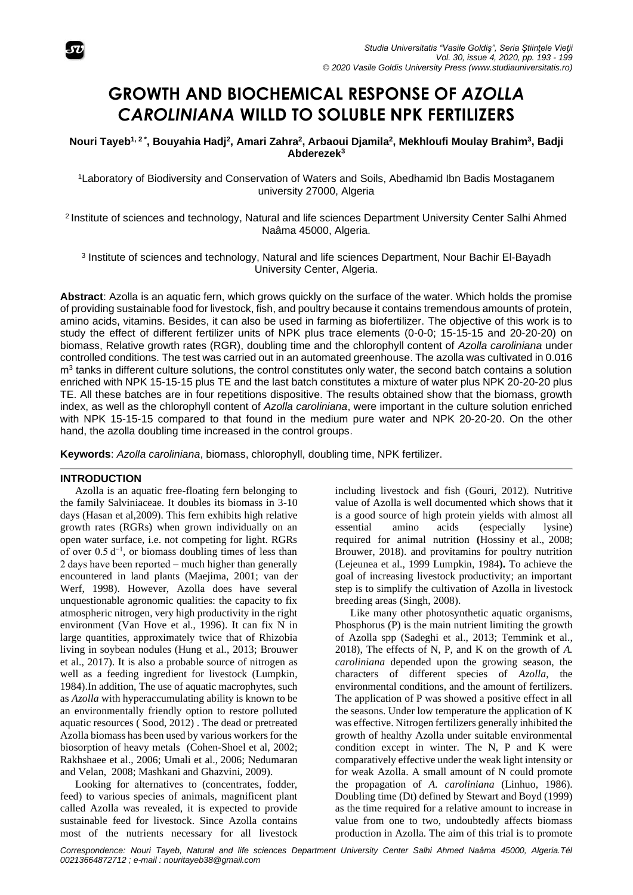# GROWTH AND BIOCHEMICAL RESPONSE OF *AZOLLA CAROLINIANA* WILLD TO SOLUBLE NPK FERTILIZERS

**Nouri Tayeb[1,2*], Bouyahia Hadj[2], Amari Zahra[2], Arbaoui Djamila[2], Mekhloufi Moulay Brahim[3], Badji Abderezek[3]**

[1]Laboratory of Biodiversity and Conservation of Waters and Soils, Abedhamid Ibn Badis Mostaganem university 27000, Algeria

[2] Institute of sciences and technology, Natural and life sciences Department University Center Salhi Ahmed Naâma 45000, Algeria.

[3] Institute of sciences and technology, Natural and life sciences Department, Nour Bachir El-Bayadh University Center, Algeria.

**Abstract**: Azolla is an aquatic fern, which grows quickly on the surface of the water. Which holds the promise of providing sustainable food for livestock, fish, and poultry because it contains tremendous amounts of protein, amino acids, vitamins. Besides, it can also be used in farming as biofertilizer. The objective of this work is to study the effect of different fertilizer units of NPK plus trace elements (0-0-0; 15-15-15 and 20-20-20) on biomass, Relative growth rates (RGR), doubling time and the chlorophyll content of *Azolla caroliniana* under controlled conditions. The test was carried out in an automated greenhouse. The azolla was cultivated in 0.016 $m^3$ tanks in different culture solutions, the control constitutes only water, the second batch contains a solution enriched with NPK 15-15-15 plus TE and the last batch constitutes a mixture of water plus NPK 20-20-20 plus TE. All these batches are in four repetitions dispositive. The results obtained show that the biomass, growth index, as well as the chlorophyll content of *Azolla caroliniana*, were important in the culture solution enriched with NPK 15-15-15 compared to that found in the medium pure water and NPK 20-20-20. On the other hand, the azolla doubling time increased in the control groups.

**Keywords**: *Azolla caroliniana*, biomass, chlorophyll, doubling time, NPK fertilizer.

## INTRODUCTION

Azolla is an aquatic free-floating fern belonging to the family Salviniaceae. It doubles its biomass in 3-10 days (Hasan et al,2009). This fern exhibits high relative growth rates (RGRs) when grown individually on an open water surface, i.e. not competing for light. RGRs of over $0.5\ d^{-1}$, or biomass doubling times of less than 2 days have been reported – much higher than generally encountered in land plants (Maejima, 2001; van der Werf, 1998). However, Azolla does have several unquestionable agronomic qualities: the capacity to fix atmospheric nitrogen, very high productivity in the right environment (Van Hove et al., 1996). It can fix N in large quantities, approximately twice that of Rhizobia living in soybean nodules (Hung et al., 2013; Brouwer et al., 2017). It is also a probable source of nitrogen as well as a feeding ingredient for livestock (Lumpkin, 1984).In addition, The use of aquatic macrophytes, such as *Azolla* with hyperaccumulating ability is known to be an environmentally friendly option to restore polluted aquatic resources ( Sood, 2012) . The dead or pretreated Azolla biomass has been used by various workers for the biosorption of heavy metals (Cohen-Shoel et al, 2002; Rakhshaee et al., 2006; Umali et al., 2006; Nedumaran and Velan, 2008; Mashkani and Ghazvini, 2009).

Looking for alternatives to (concentrates, fodder, feed) to various species of animals, magnificent plant called Azolla was revealed, it is expected to provide sustainable feed for livestock. Since Azolla contains most of the nutrients necessary for all livestock including livestock and fish (Gouri, 2012). Nutritive value of Azolla is well documented which shows that it is a good source of high protein yields with almost all essential amino acids (especially lysine) required for animal nutrition **(**Hossiny et al., 2008; Brouwer, 2018). and provitamins for poultry nutrition (Lejeunea et al., 1999 Lumpkin, 1984**).** To achieve the goal of increasing livestock productivity; an important step is to simplify the cultivation of Azolla in livestock breeding areas (Singh, 2008).

Like many other photosynthetic aquatic organisms, Phosphorus (P) is the main nutrient limiting the growth of Azolla spp (Sadeghi et al., 2013; Temmink et al., 2018), The effects of N, P, and K on the growth of *A. caroliniana* depended upon the growing season, the characters of different species of *Azolla*, the environmental conditions, and the amount of fertilizers. The application of P was showed a positive effect in all the seasons. Under low temperature the application of K was effective. Nitrogen fertilizers generally inhibited the growth of healthy Azolla under suitable environmental condition except in winter. The N, P and K were comparatively effective under the weak light intensity or for weak Azolla. A small amount of N could promote the propagation of *A. caroliniana* (Linhuo, 1986). Doubling time (Dt) defined by Stewart and Boyd (1999) as the time required for a relative amount to increase in value from one to two, undoubtedly affects biomass production in Azolla. The aim of this trial is to promote

*Correspondence: Nouri Tayeb, Natural and life sciences Department University Center Salhi Ahmed Naâma 45000, Algeria.Tél 00213664872712 ; e-mail : nouritayeb38@gmail.com*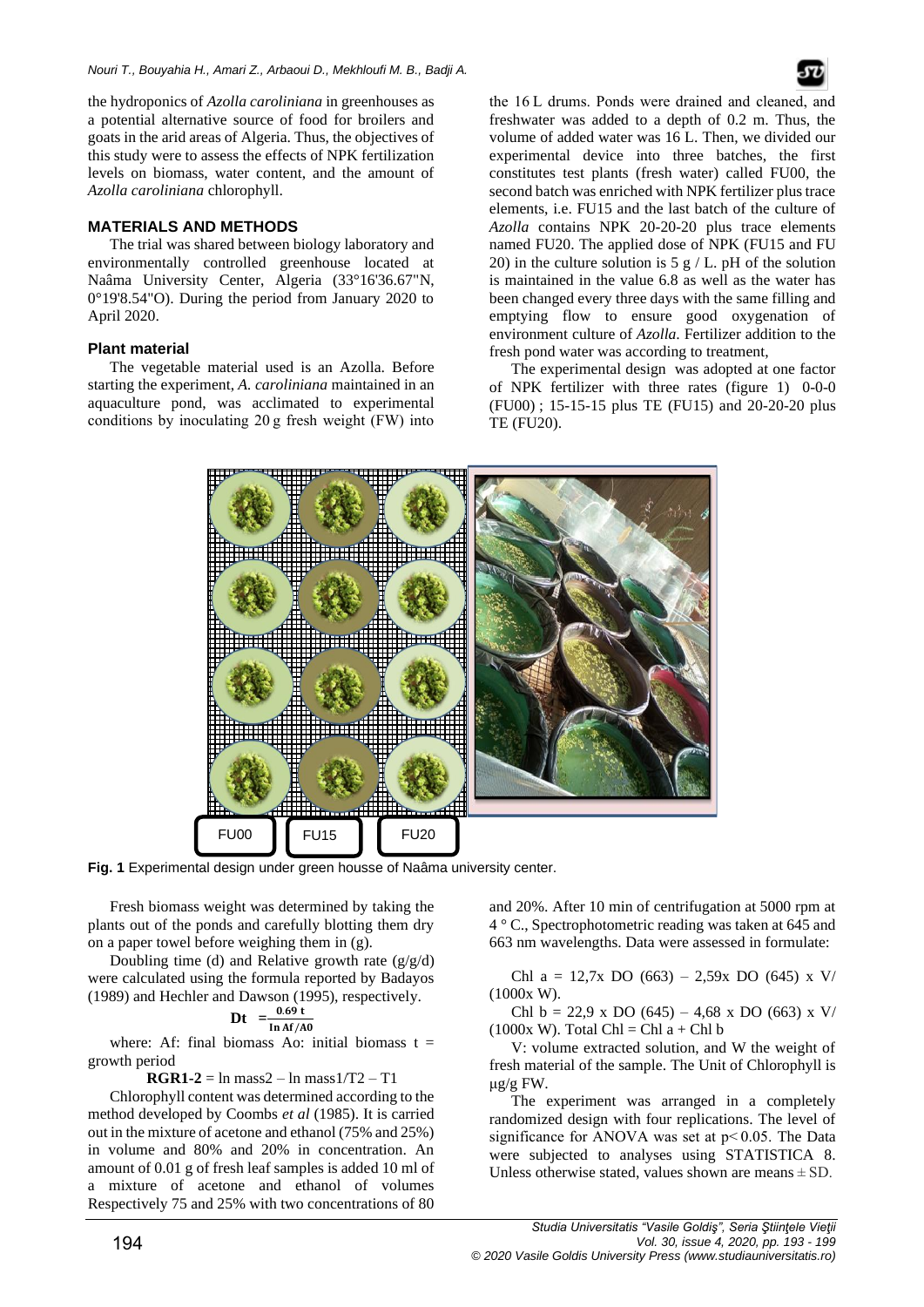the hydroponics of *Azolla caroliniana* in greenhouses as a potential alternative source of food for broilers and goats in the arid areas of Algeria. Thus, the objectives of this study were to assess the effects of NPK fertilization levels on biomass, water content, and the amount of *Azolla caroliniana* chlorophyll.

## MATERIALS AND METHODS

The trial was shared between biology laboratory and environmentally controlled greenhouse located at Naâma University Center, Algeria (33°16'36.67"N, 0°19'8.54"O). During the period from January 2020 to April 2020.

### Plant material

The vegetable material used is an Azolla. Before starting the experiment, *A. caroliniana* maintained in an aquaculture pond, was acclimated to experimental conditions by inoculating 20 g fresh weight (FW) into the 16 L drums. Ponds were drained and cleaned, and freshwater was added to a depth of 0.2 m. Thus, the volume of added water was 16 L. Then, we divided our experimental device into three batches, the first constitutes test plants (fresh water) called FU00, the second batch was enriched with NPK fertilizer plus trace elements, i.e. FU15 and the last batch of the culture of *Azolla* contains NPK 20-20-20 plus trace elements named FU20. The applied dose of NPK (FU15 and FU 20) in the culture solution is 5 g / L. pH of the solution is maintained in the value 6.8 as well as the water has been changed every three days with the same filling and emptying flow to ensure good oxygenation of environment culture of *Azolla*. Fertilizer addition to the fresh pond water was according to treatment,

The experimental design was adopted at one factor of NPK fertilizer with three rates (figure 1) 0-0-0 (FU00) ; 15-15-15 plus TE (FU15) and 20-20-20 plus TE (FU20).

**Fig. 1** Experimental design under green housse of Naâma university center.

Fresh biomass weight was determined by taking the plants out of the ponds and carefully blotting them dry on a paper towel before weighing them in (g).

Doubling time (d) and Relative growth rate (g/g/d) were calculated using the formula reported by Badayos (1989) and Hechler and Dawson (1995), respectively.

$$\mathbf{Dt} = \frac{0.69\ t}{\ln Af/A0}$$

where: Af: final biomass Ao: initial biomass t = growth period

$$\mathbf{RGR1\text{-}2} = \ln \text{mass2} - \ln \text{mass1}/T2 - T1$$

Chlorophyll content was determined according to the method developed by Coombs *et al* (1985). It is carried out in the mixture of acetone and ethanol (75% and 25%) in volume and 80% and 20% in concentration. An amount of 0.01 g of fresh leaf samples is added 10 ml of a mixture of acetone and ethanol of volumes Respectively 75 and 25% with two concentrations of 80 and 20%. After 10 min of centrifugation at 5000 rpm at 4 ° C., Spectrophotometric reading was taken at 645 and 663 nm wavelengths. Data were assessed in formulate:

Chl a = 12,7x DO (663) – 2,59x DO (645) x V/ (1000x W).

Chl b = 22,9 x DO (645) – 4,68 x DO (663) x V/ (1000x W). Total Chl = Chl a + Chl b

V: volume extracted solution, and W the weight of fresh material of the sample. The Unit of Chlorophyll is μg/g FW.

The experiment was arranged in a completely randomized design with four replications. The level of significance for ANOVA was set at $p < 0.05$. The Data were subjected to analyses using STATISTICA 8. Unless otherwise stated, values shown are means ± SD.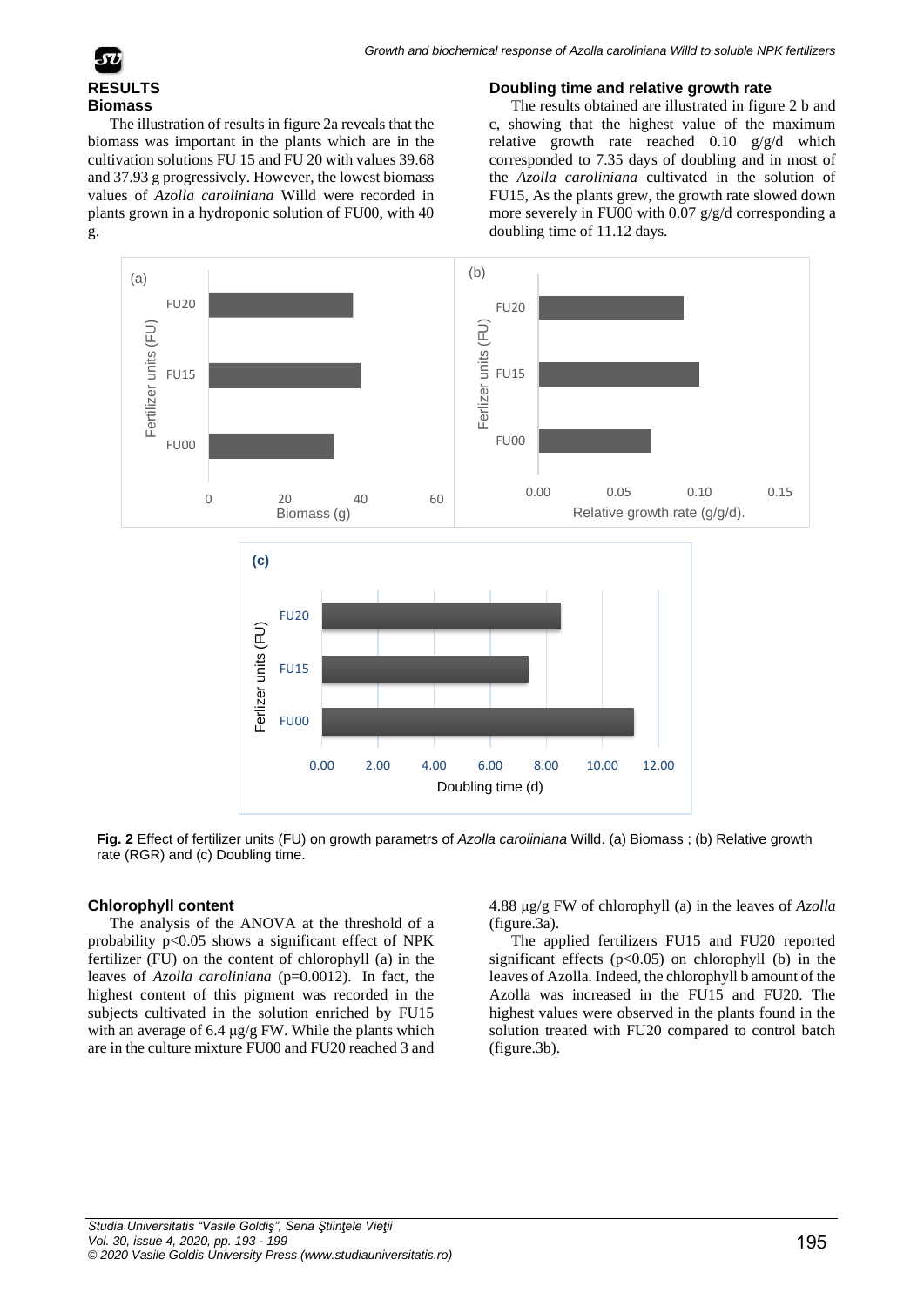## RESULTS

### Biomass

The illustration of results in figure 2a reveals that the biomass was important in the plants which are in the cultivation solutions FU 15 and FU 20 with values 39.68 and 37.93 g progressively. However, the lowest biomass values of *Azolla caroliniana* Willd were recorded in plants grown in a hydroponic solution of FU00, with 40 g.

### Doubling time and relative growth rate

The results obtained are illustrated in figure 2 b and c, showing that the highest value of the maximum relative growth rate reached 0.10 g/g/d which corresponded to 7.35 days of doubling and in most of the *Azolla caroliniana* cultivated in the solution of FU15, As the plants grew, the growth rate slowed down more severely in FU00 with 0.07 g/g/d corresponding a doubling time of 11.12 days.

**Fig. 2** Effect of fertilizer units (FU) on growth parametrs of *Azolla caroliniana* Willd. (a) Biomass ; (b) Relative growth rate (RGR) and (c) Doubling time.

### Chlorophyll content

The analysis of the ANOVA at the threshold of a probability $p<0.05$ shows a significant effect of NPK fertilizer (FU) on the content of chlorophyll (a) in the leaves of *Azolla caroliniana* ($p=0.0012$). In fact, the highest content of this pigment was recorded in the subjects cultivated in the solution enriched by FU15 with an average of 6.4 µg/g FW. While the plants which are in the culture mixture FU00 and FU20 reached 3 and 4.88 µg/g FW of chlorophyll (a) in the leaves of *Azolla* (figure.3a).

The applied fertilizers FU15 and FU20 reported significant effects ($p<0.05$) on chlorophyll (b) in the leaves of Azolla. Indeed, the chlorophyll b amount of the Azolla was increased in the FU15 and FU20. The highest values were observed in the plants found in the solution treated with FU20 compared to control batch (figure.3b).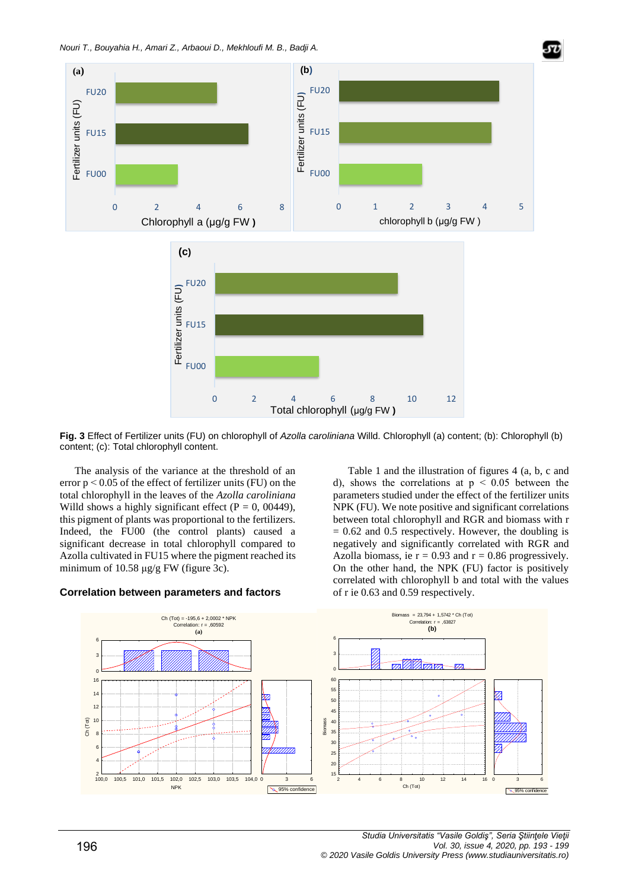**Fig. 3** Effect of Fertilizer units (FU) on chlorophyll of *Azolla caroliniana* Willd. Chlorophyll (a) content; (b): Chlorophyll (b) content; (c): Total chlorophyll content.

The analysis of the variance at the threshold of an error $p < 0.05$ of the effect of fertilizer units (FU) on the total chlorophyll in the leaves of the *Azolla caroliniana* Willd shows a highly significant effect (P = 0, 00449), this pigment of plants was proportional to the fertilizers. Indeed, the FU00 (the control plants) caused a significant decrease in total chlorophyll compared to Azolla cultivated in FU15 where the pigment reached its minimum of 10.58 µg/g FW (figure 3c).

## Correlation between parameters and factors

Table 1 and the illustration of figures 4 (a, b, c and d), shows the correlations at $p < 0.05$ between the parameters studied under the effect of the fertilizer units NPK (FU). We note positive and significant correlations between total chlorophyll and RGR and biomass with r = 0.62 and 0.5 respectively. However, the doubling is negatively and significantly correlated with RGR and Azolla biomass, ie r = 0.93 and r = 0.86 progressively. On the other hand, the NPK (FU) factor is positively correlated with chlorophyll b and total with the values of r ie 0.63 and 0.59 respectively.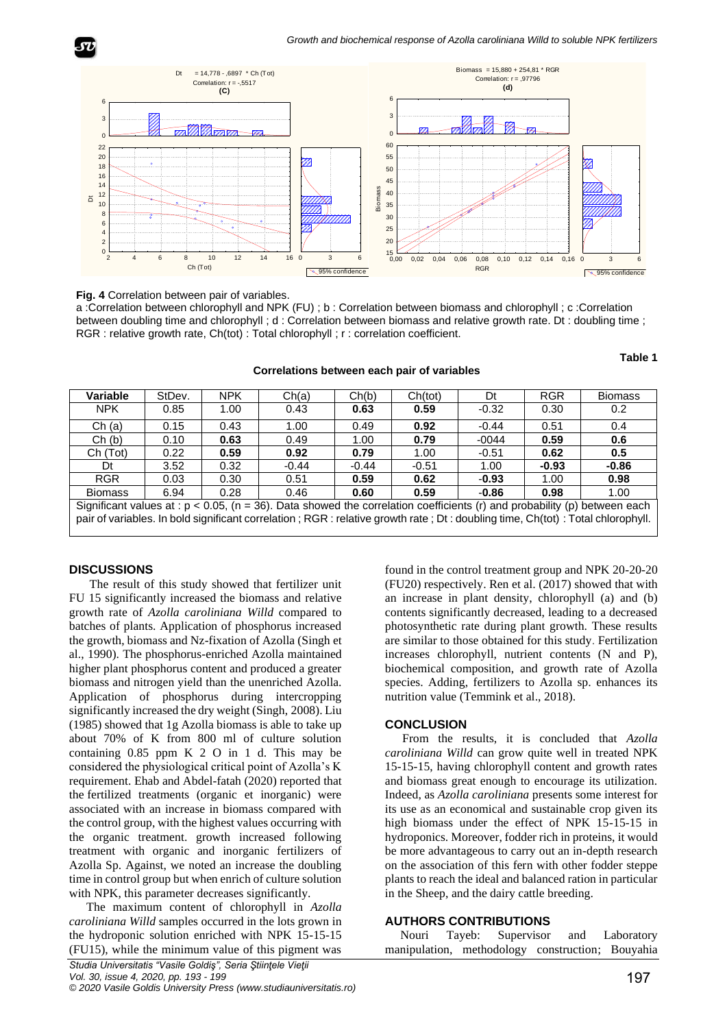**Fig. 4** Correlation between pair of variables.

a :Correlation between chlorophyll and NPK (FU) ; b : Correlation between biomass and chlorophyll ; c :Correlation between doubling time and chlorophyll ; d : Correlation between biomass and relative growth rate. Dt : doubling time ; RGR : relative growth rate, Ch(tot) : Total chlorophyll ; r : correlation coefficient.

**Table 1**

**Correlations between each pair of variables**

| Variable | StDev. | NPK | Ch(a) | Ch(b) | Ch(tot) | Dt | RGR | Biomass |
|---|---|---|---|---|---|---|---|---|
| NPK | 0.85 | 1.00 | 0.43 | **0.63** | **0.59** | -0.32 | 0.30 | 0.2 |
| Ch (a) | 0.15 | 0.43 | 1.00 | 0.49 | **0.92** | -0.44 | 0.51 | 0.4 |
| Ch (b) | 0.10 | **0.63** | 0.49 | 1.00 | **0.79** | -0044 | **0.59** | **0.6** |
| Ch (Tot) | 0.22 | **0.59** | **0.92** | **0.79** | 1.00 | -0.51 | **0.62** | **0.5** |
| Dt | 3.52 | 0.32 | -0.44 | -0.44 | -0.51 | 1.00 | **-0.93** | **-0.86** |
| RGR | 0.03 | 0.30 | 0.51 | **0.59** | **0.62** | **-0.93** | 1.00 | **0.98** |
| Biomass | 6.94 | 0.28 | 0.46 | **0.60** | **0.59** | **-0.86** | **0.98** | 1.00 |

Significant values at : $p < 0.05$, ($n = 36$). Data showed the correlation coefficients (r) and probability (p) between each pair of variables. In bold significant correlation ; RGR : relative growth rate ; Dt : doubling time, Ch(tot) : Total chlorophyll.

## DISCUSSIONS

The result of this study showed that fertilizer unit FU 15 significantly increased the biomass and relative growth rate of *Azolla caroliniana Willd* compared to batches of plants. Application of phosphorus increased the growth, biomass and Nz-fixation of Azolla (Singh et al., 1990). The phosphorus-enriched Azolla maintained higher plant phosphorus content and produced a greater biomass and nitrogen yield than the unenriched Azolla. Application of phosphorus during intercropping significantly increased the dry weight (Singh, 2008). Liu (1985) showed that 1g Azolla biomass is able to take up about 70% of K from 800 ml of culture solution containing 0.85 ppm K 2 O in 1 d. This may be considered the physiological critical point of Azolla's K requirement. Ehab and Abdel-fatah (2020) reported that the fertilized treatments (organic et inorganic) were associated with an increase in biomass compared with the control group, with the highest values occurring with the organic treatment. growth increased following treatment with organic and inorganic fertilizers of Azolla Sp. Against, we noted an increase the doubling time in control group but when enrich of culture solution with NPK, this parameter decreases significantly.

The maximum content of chlorophyll in *Azolla caroliniana Willd* samples occurred in the lots grown in the hydroponic solution enriched with NPK 15-15-15 (FU15), while the minimum value of this pigment was found in the control treatment group and NPK 20-20-20 (FU20) respectively. Ren et al. (2017) showed that with an increase in plant density, chlorophyll (a) and (b) contents significantly decreased, leading to a decreased photosynthetic rate during plant growth. These results are similar to those obtained for this study. Fertilization increases chlorophyll, nutrient contents (N and P), biochemical composition, and growth rate of Azolla species. Adding, fertilizers to Azolla sp. enhances its nutrition value (Temmink et al., 2018).

## CONCLUSION

From the results, it is concluded that *Azolla caroliniana Willd* can grow quite well in treated NPK 15-15-15, having chlorophyll content and growth rates and biomass great enough to encourage its utilization. Indeed, as *Azolla caroliniana* presents some interest for its use as an economical and sustainable crop given its high biomass under the effect of NPK 15-15-15 in hydroponics. Moreover, fodder rich in proteins, it would be more advantageous to carry out an in-depth research on the association of this fern with other fodder steppe plants to reach the ideal and balanced ration in particular in the Sheep, and the dairy cattle breeding.

## AUTHORS CONTRIBUTIONS

Nouri Tayeb: Supervisor and Laboratory manipulation, methodology construction; Bouyahia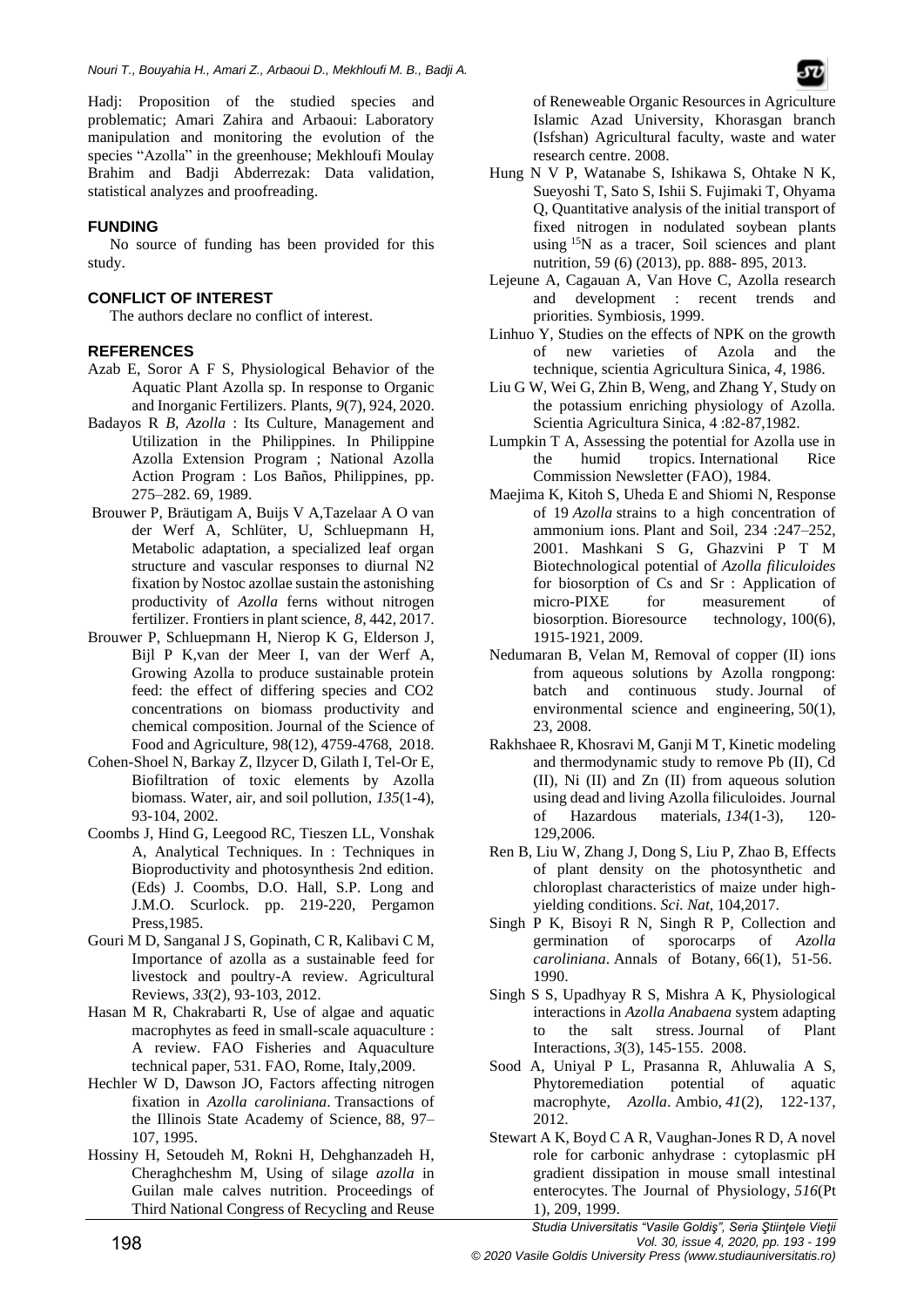Hadj: Proposition of the studied species and problematic; Amari Zahira and Arbaoui: Laboratory manipulation and monitoring the evolution of the species "Azolla" in the greenhouse; Mekhloufi Moulay Brahim and Badji Abderrezak: Data validation, statistical analyzes and proofreading.

## FUNDING

No source of funding has been provided for this study.

## CONFLICT OF INTEREST

The authors declare no conflict of interest.

## REFERENCES

Azab E, Soror A F S, Physiological Behavior of the Aquatic Plant Azolla sp. In response to Organic and Inorganic Fertilizers. Plants, *9*(7), 924, 2020.

Badayos R *B*, *Azolla* : Its Culture, Management and Utilization in the Philippines. In Philippine Azolla Extension Program ; National Azolla Action Program : Los Baños, Philippines, pp. 275–282. 69, 1989.

Brouwer P, Bräutigam A, Buijs V A,Tazelaar A O van der Werf A, Schlüter, U, Schluepmann H, Metabolic adaptation, a specialized leaf organ structure and vascular responses to diurnal N2 fixation by Nostoc azollae sustain the astonishing productivity of *Azolla* ferns without nitrogen fertilizer. Frontiers in plant science, *8*, 442, 2017.

Brouwer P, Schluepmann H, Nierop K G, Elderson J, Bijl P K,van der Meer I, van der Werf A, Growing Azolla to produce sustainable protein feed: the effect of differing species and CO2 concentrations on biomass productivity and chemical composition. Journal of the Science of Food and Agriculture, 98(12), 4759-4768, 2018.

Cohen-Shoel N, Barkay Z, Ilzycer D, Gilath I, Tel-Or E, Biofiltration of toxic elements by Azolla biomass. Water, air, and soil pollution, *135*(1-4), 93-104, 2002.

Coombs J, Hind G, Leegood RC, Tieszen LL, Vonshak A, Analytical Techniques. In : Techniques in Bioproductivity and photosynthesis 2nd edition. (Eds) J. Coombs, D.O. Hall, S.P. Long and J.M.O. Scurlock. pp. 219-220, Pergamon Press,1985.

Gouri M D, Sanganal J S, Gopinath, C R, Kalibavi C M, Importance of azolla as a sustainable feed for livestock and poultry-A review. Agricultural Reviews, *33*(2), 93-103, 2012.

Hasan M R, Chakrabarti R, Use of algae and aquatic macrophytes as feed in small-scale aquaculture : A review. FAO Fisheries and Aquaculture technical paper, 531. FAO, Rome, Italy,2009.

Hechler W D, Dawson JO, Factors affecting nitrogen fixation in *Azolla caroliniana*. Transactions of the Illinois State Academy of Science, 88, 97–107, 1995.

Hossiny H, Setoudeh M, Rokni H, Dehghanzadeh H, Cheraghcheshm M, Using of silage *azolla* in Guilan male calves nutrition. Proceedings of Third National Congress of Recycling and Reuse of Reneweable Organic Resources in Agriculture Islamic Azad University, Khorasgan branch (Isfshan) Agricultural faculty, waste and water research centre. 2008.

Hung N V P, Watanabe S, Ishikawa S, Ohtake N K, Sueyoshi T, Sato S, Ishii S. Fujimaki T, Ohyama Q, Quantitative analysis of the initial transport of fixed nitrogen in nodulated soybean plants using $^{15}N$ as a tracer, Soil sciences and plant nutrition, 59 (6) (2013), pp. 888- 895, 2013.

Lejeune A, Cagauan A, Van Hove C, Azolla research and development : recent trends and priorities. Symbiosis, 1999.

Linhuo Y, Studies on the effects of NPK on the growth of new varieties of Azola and the technique, scientia Agricultura Sinica, *4*, 1986.

Liu G W, Wei G, Zhin B, Weng, and Zhang Y, Study on the potassium enriching physiology of Azolla. Scientia Agricultura Sinica, 4 :82-87,1982.

Lumpkin T A, Assessing the potential for Azolla use in the humid tropics. International Rice Commission Newsletter (FAO), 1984.

Maejima K, Kitoh S, Uheda E and Shiomi N, Response of 19 *Azolla* strains to a high concentration of ammonium ions. Plant and Soil, 234 :247–252, 2001. Mashkani S G, Ghazvini P T M Biotechnological potential of *Azolla filiculoides* for biosorption of Cs and Sr : Application of micro-PIXE for measurement of biosorption. Bioresource technology, 100(6), 1915-1921, 2009.

Nedumaran B, Velan M, Removal of copper (II) ions from aqueous solutions by Azolla rongpong: batch and continuous study. Journal of environmental science and engineering, 50(1), 23, 2008.

Rakhshaee R, Khosravi M, Ganji M T, Kinetic modeling and thermodynamic study to remove Pb (II), Cd (II), Ni (II) and Zn (II) from aqueous solution using dead and living Azolla filiculoides. Journal of Hazardous materials, *134*(1-3), 120-129,2006.

Ren B, Liu W, Zhang J, Dong S, Liu P, Zhao B, Effects of plant density on the photosynthetic and chloroplast characteristics of maize under high-yielding conditions. *Sci. Nat*, 104,2017.

Singh P K, Bisoyi R N, Singh R P, Collection and germination of sporocarps of *Azolla caroliniana*. Annals of Botany, 66(1), 51-56. 1990.

Singh S S, Upadhyay R S, Mishra A K, Physiological interactions in *Azolla Anabaena* system adapting to the salt stress. Journal of Plant Interactions, *3*(3), 145-155. 2008.

Sood A, Uniyal P L, Prasanna R, Ahluwalia A S, Phytoremediation potential of aquatic macrophyte, *Azolla*. Ambio, *41*(2), 122-137, 2012.

Stewart A K, Boyd C A R, Vaughan-Jones R D, A novel role for carbonic anhydrase : cytoplasmic pH gradient dissipation in mouse small intestinal enterocytes. The Journal of Physiology, *516*(Pt 1), 209, 1999.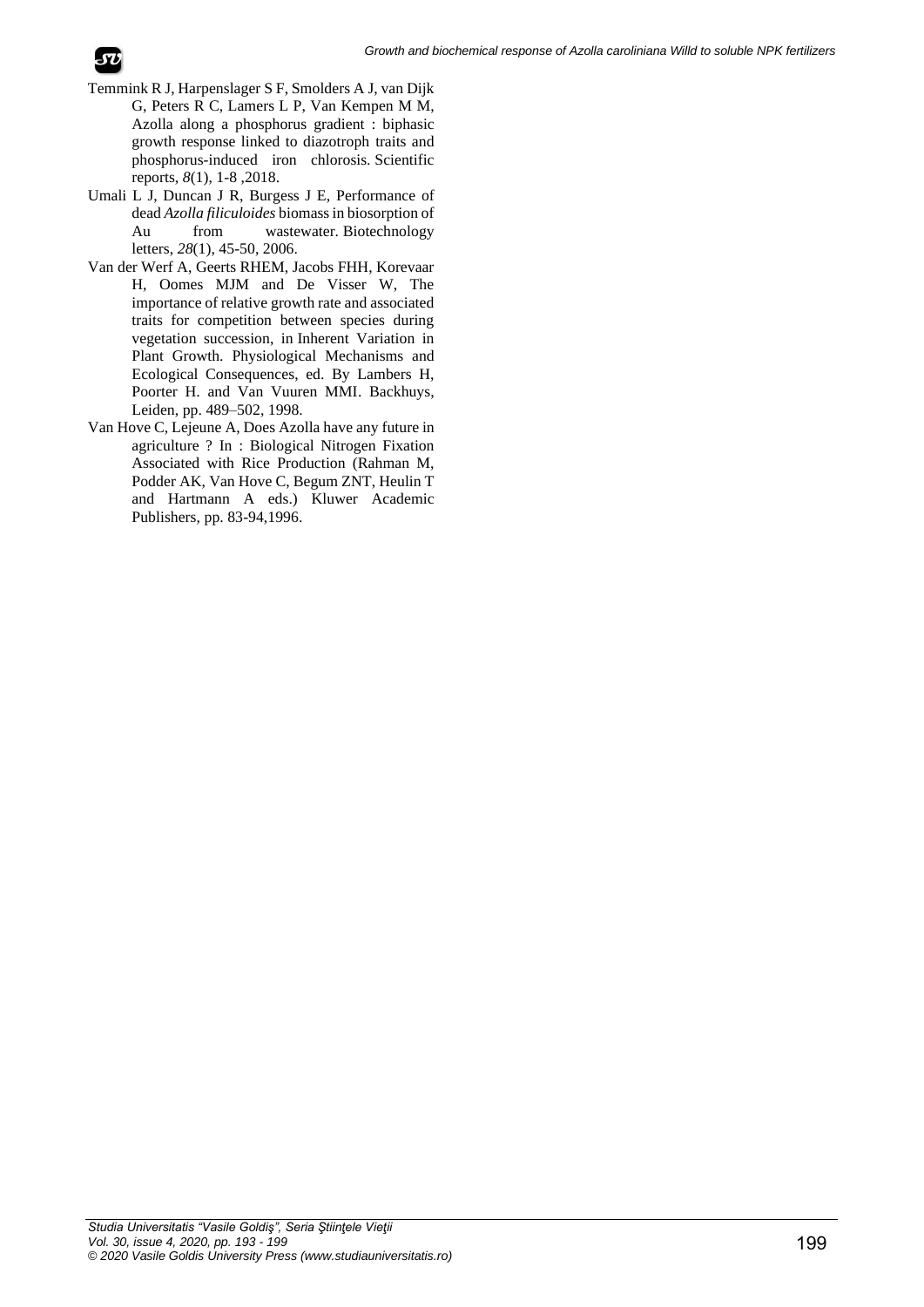Temmink R J, Harpenslager S F, Smolders A J, van Dijk G, Peters R C, Lamers L P, Van Kempen M M, Azolla along a phosphorus gradient : biphasic growth response linked to diazotroph traits and phosphorus-induced iron chlorosis. Scientific reports, *8*(1), 1-8 ,2018.

Umali L J, Duncan J R, Burgess J E, Performance of dead *Azolla filiculoides* biomass in biosorption of Au from wastewater. Biotechnology letters, *28*(1), 45-50, 2006.

Van der Werf A, Geerts RHEM, Jacobs FHH, Korevaar H, Oomes MJM and De Visser W, The importance of relative growth rate and associated traits for competition between species during vegetation succession, in Inherent Variation in Plant Growth. Physiological Mechanisms and Ecological Consequences, ed. By Lambers H, Poorter H. and Van Vuuren MMI. Backhuys, Leiden, pp. 489–502, 1998.

Van Hove C, Lejeune A, Does Azolla have any future in agriculture ? In : Biological Nitrogen Fixation Associated with Rice Production (Rahman M, Podder AK, Van Hove C, Begum ZNT, Heulin T and Hartmann A eds.) Kluwer Academic Publishers, pp. 83-94,1996.